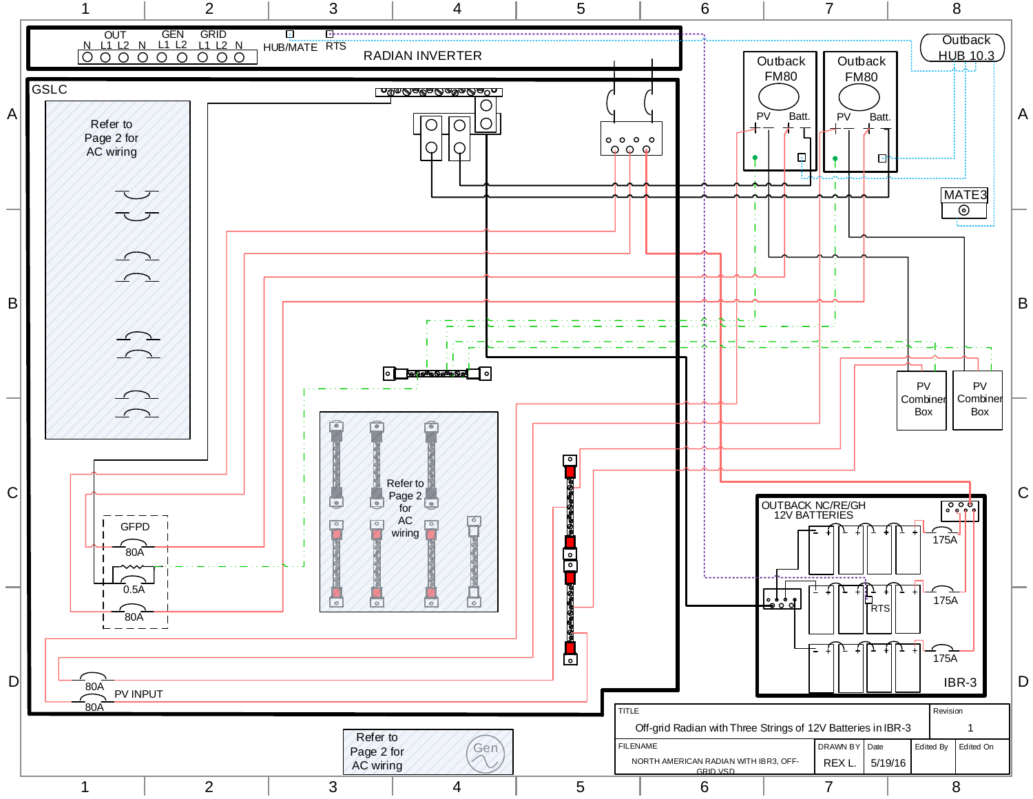RADIAN INVERTER

OUT N L1 L2 | GEN N L1 L2 | GRID L1 L2 N | HUB/MATE | RTS

GSLC

Refer to Page 2 for AC wiring

GFPD
80A
0.5A
80A

Refer to Page 2 for AC wiring

80A
PV INPUT
80A

Refer to Page 2 for AC wiring

Gen

Outback FM80
PV Batt.

Outback FM80
PV Batt.

Outback HUB 10.3

MATE3

PV Combiner Box

PV Combiner Box

OUTBACK NC/RE/GH
12V BATTERIES

175A
175A
RTS
175A

IBR-3

| TITLE | | | | | Revision |
|---|---|---|---|---|---|
| Off-grid Radian with Three Strings of 12V Batteries in IBR-3 | | | | | 1 |
| FILENAME | DRAWN BY | Date | Edited By | Edited On | |
| NORTH AMERICAN RADIAN WITH IBR3, OFF-GRID.VSD | REX L. | 5/19/16 | | | |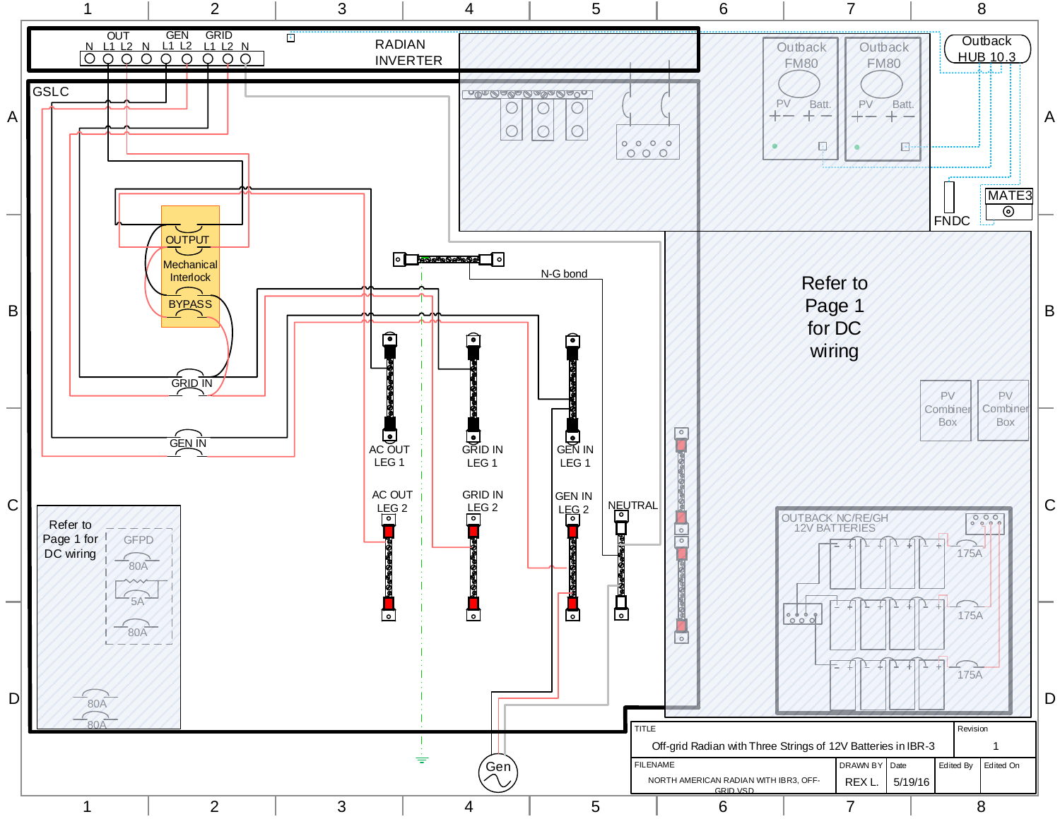RADIAN INVERTER

OUT N L1 L2 | GEN N L1 L2 | GRID L1 L2 N

GSLC

OUTPUT

Mechanical Interlock

BYPASS

GRID IN

GEN IN

N-G bond

AC OUT LEG 1

GRID IN LEG 1

GEN IN LEG 1

AC OUT LEG 2

GRID IN LEG 2

GEN IN LEG 2

NEUTRAL

Refer to Page 1 for DC wiring

GFPD

80A

5A

80A

80A

80A

Gen

Outback FM80

PV Batt.

Outback FM80

PV Batt.

Outback HUB 10.3

MATE3

FNDC

Refer to Page 1 for DC wiring

PV Combiner Box

PV Combiner Box

OUTBACK NC/RE/GH 12V BATTERIES

175A

175A

175A

| | | | | |
|---|---|---|---|---|
| TITLE<br>Off-grid Radian with Three Strings of 12V Batteries in IBR-3 | | | Revision<br>1 | |
| FILENAME<br>NORTH AMERICAN RADIAN WITH IBR3, OFF-GRID.VSD | DRAWN BY<br>REX L. | Date<br>5/19/16 | Edited By | Edited On |